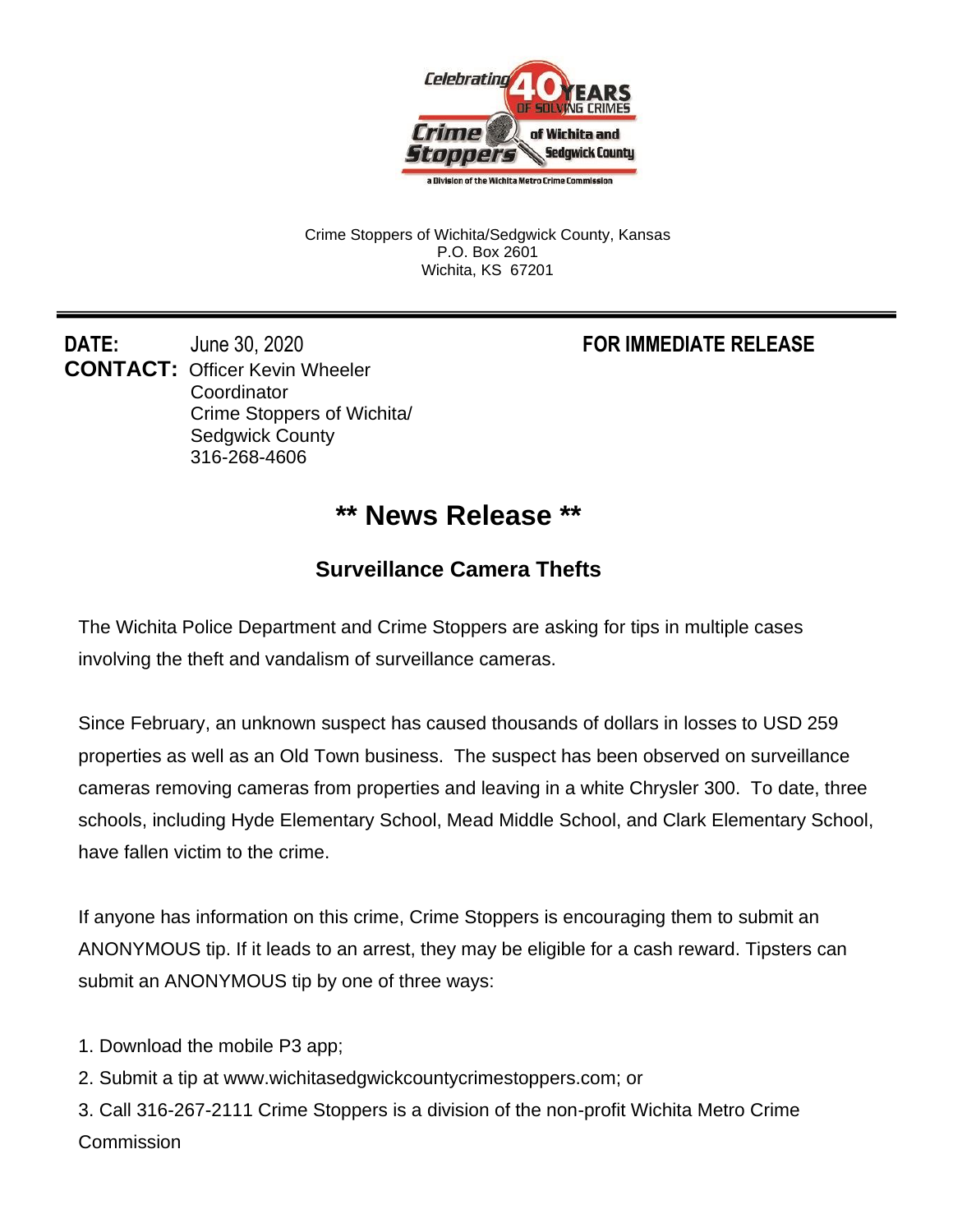Crime Stoppers of Wichita/Sedgwick County, Kansas
P.O. Box 2601
Wichita, KS 67201

---

**DATE:** June 30, 2020 **FOR IMMEDIATE RELEASE**

**CONTACT:** Officer Kevin Wheeler
Coordinator
Crime Stoppers of Wichita/
Sedgwick County
316-268-4606

# ** News Release **

## Surveillance Camera Thefts

The Wichita Police Department and Crime Stoppers are asking for tips in multiple cases involving the theft and vandalism of surveillance cameras.

Since February, an unknown suspect has caused thousands of dollars in losses to USD 259 properties as well as an Old Town business. The suspect has been observed on surveillance cameras removing cameras from properties and leaving in a white Chrysler 300. To date, three schools, including Hyde Elementary School, Mead Middle School, and Clark Elementary School, have fallen victim to the crime.

If anyone has information on this crime, Crime Stoppers is encouraging them to submit an ANONYMOUS tip. If it leads to an arrest, they may be eligible for a cash reward. Tipsters can submit an ANONYMOUS tip by one of three ways:

1. Download the mobile P3 app;
2. Submit a tip at www.wichitasedgwickcountycrimestoppers.com; or
3. Call 316-267-2111 Crime Stoppers is a division of the non-profit Wichita Metro Crime Commission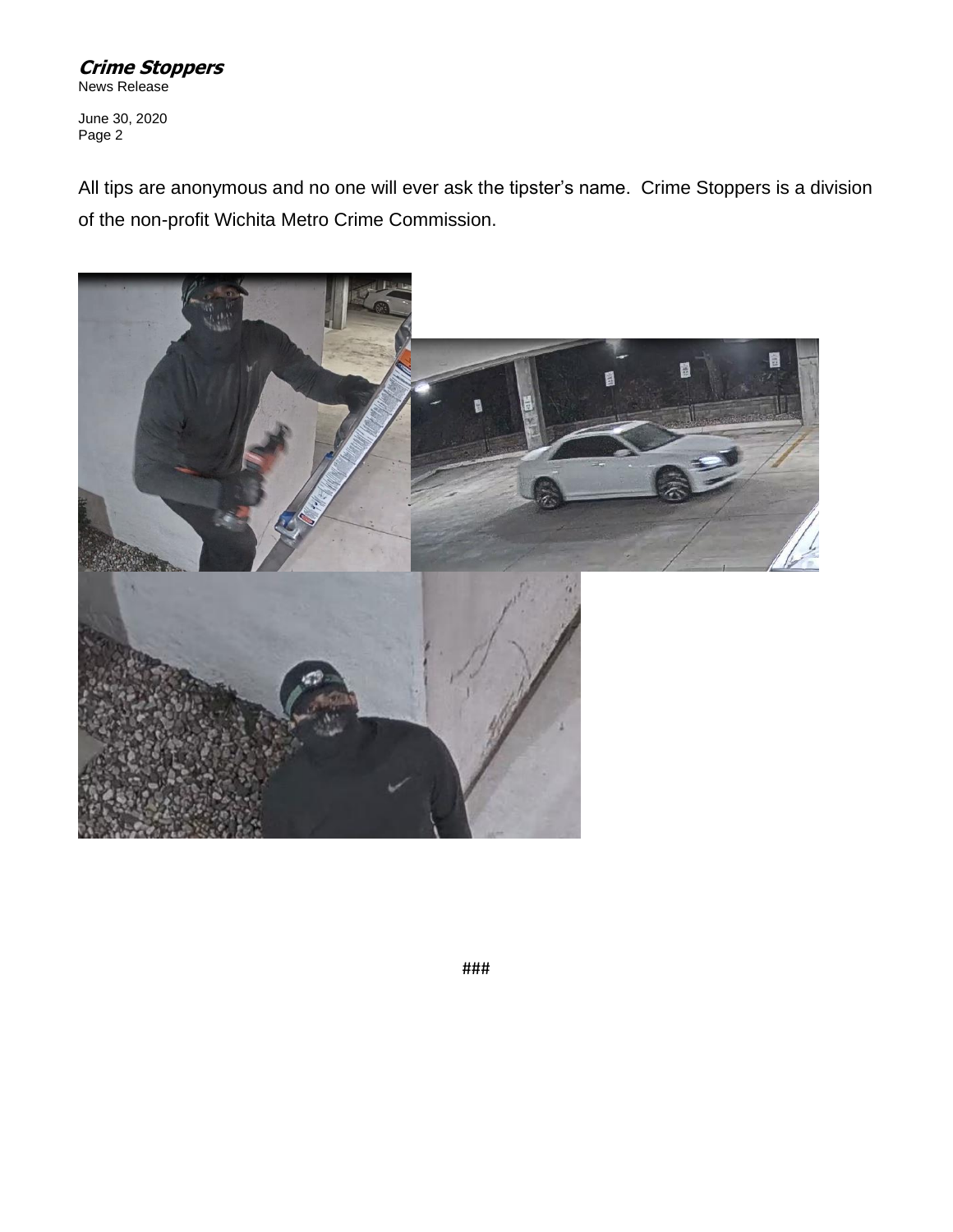All tips are anonymous and no one will ever ask the tipster's name. Crime Stoppers is a division of the non-profit Wichita Metro Crime Commission.

###